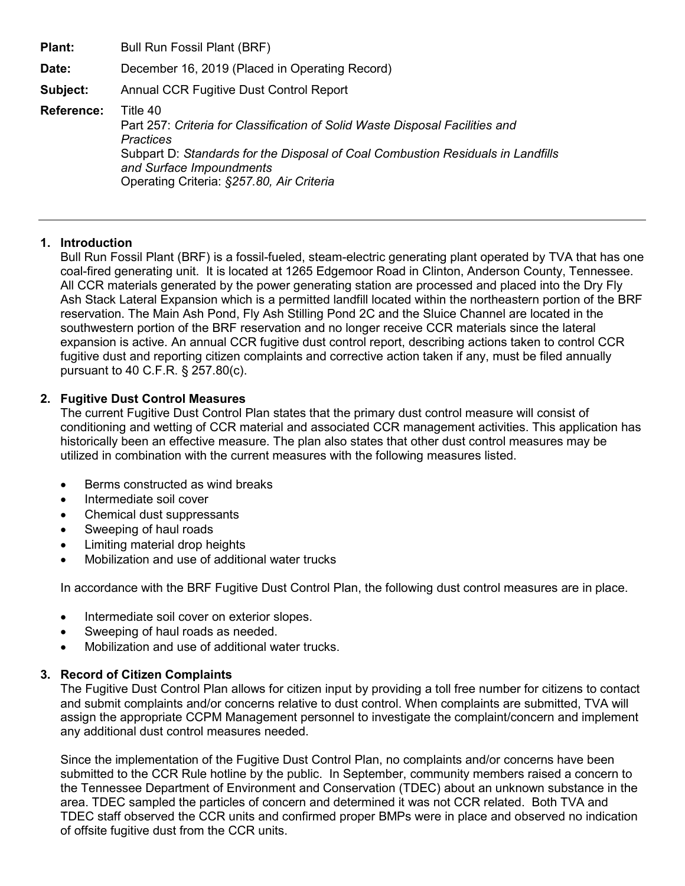**Plant:** Bull Run Fossil Plant (BRF)

**Date:** December 16, 2019 (Placed in Operating Record)

**Subject:** Annual CCR Fugitive Dust Control Report

**Reference:** Title 40
Part 257: *Criteria for Classification of Solid Waste Disposal Facilities and Practices*
Subpart D: *Standards for the Disposal of Coal Combustion Residuals in Landfills and Surface Impoundments*
Operating Criteria: *§257.80, Air Criteria*

---

## 1. Introduction

Bull Run Fossil Plant (BRF) is a fossil-fueled, steam-electric generating plant operated by TVA that has one coal-fired generating unit. It is located at 1265 Edgemoor Road in Clinton, Anderson County, Tennessee. All CCR materials generated by the power generating station are processed and placed into the Dry Fly Ash Stack Lateral Expansion which is a permitted landfill located within the northeastern portion of the BRF reservation. The Main Ash Pond, Fly Ash Stilling Pond 2C and the Sluice Channel are located in the southwestern portion of the BRF reservation and no longer receive CCR materials since the lateral expansion is active. An annual CCR fugitive dust control report, describing actions taken to control CCR fugitive dust and reporting citizen complaints and corrective action taken if any, must be filed annually pursuant to 40 C.F.R. § 257.80(c).

## 2. Fugitive Dust Control Measures

The current Fugitive Dust Control Plan states that the primary dust control measure will consist of conditioning and wetting of CCR material and associated CCR management activities. This application has historically been an effective measure. The plan also states that other dust control measures may be utilized in combination with the current measures with the following measures listed.

- Berms constructed as wind breaks
- Intermediate soil cover
- Chemical dust suppressants
- Sweeping of haul roads
- Limiting material drop heights
- Mobilization and use of additional water trucks

In accordance with the BRF Fugitive Dust Control Plan, the following dust control measures are in place.

- Intermediate soil cover on exterior slopes.
- Sweeping of haul roads as needed.
- Mobilization and use of additional water trucks.

## 3. Record of Citizen Complaints

The Fugitive Dust Control Plan allows for citizen input by providing a toll free number for citizens to contact and submit complaints and/or concerns relative to dust control. When complaints are submitted, TVA will assign the appropriate CCPM Management personnel to investigate the complaint/concern and implement any additional dust control measures needed.

Since the implementation of the Fugitive Dust Control Plan, no complaints and/or concerns have been submitted to the CCR Rule hotline by the public. In September, community members raised a concern to the Tennessee Department of Environment and Conservation (TDEC) about an unknown substance in the area. TDEC sampled the particles of concern and determined it was not CCR related. Both TVA and TDEC staff observed the CCR units and confirmed proper BMPs were in place and observed no indication of offsite fugitive dust from the CCR units.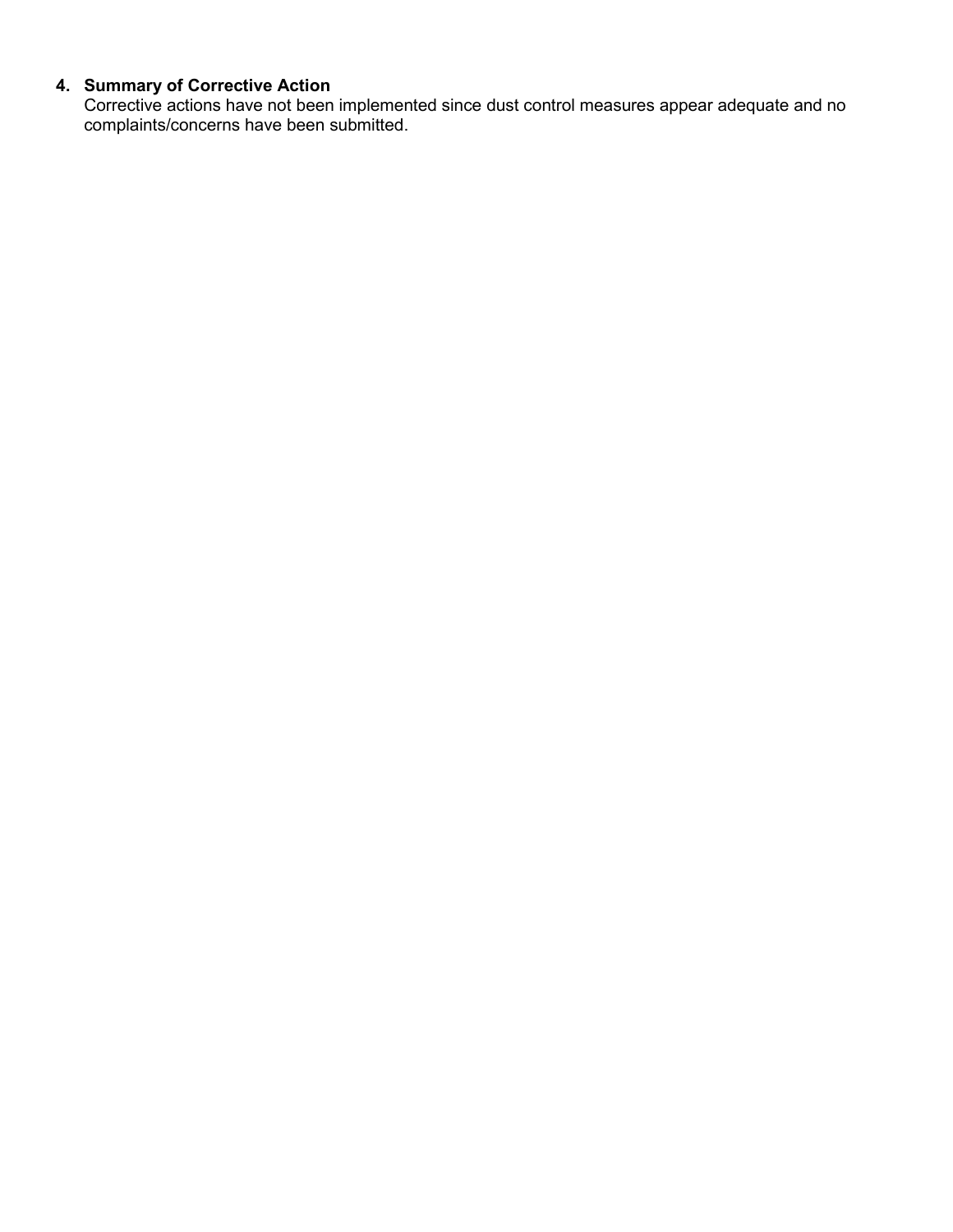4. **Summary of Corrective Action**
   Corrective actions have not been implemented since dust control measures appear adequate and no complaints/concerns have been submitted.